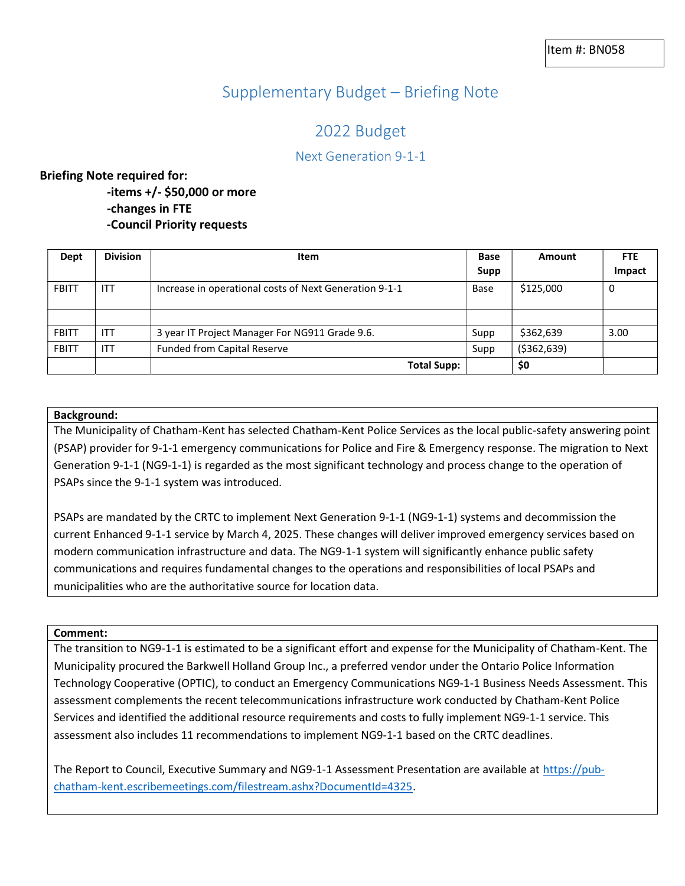Item #: BN058

# Supplementary Budget – Briefing Note

## 2022 Budget

### Next Generation 9-1-1

**Briefing Note required for:**

**-items +/- $50,000 or more**
**-changes in FTE**
**-Council Priority requests**

| Dept | Division | Item | Base Supp | Amount | FTE Impact |
|---|---|---|---|---|---|
| FBITT | ITT | Increase in operational costs of Next Generation 9-1-1 | Base | $125,000 | 0 |
| | | | | | |
| FBITT | ITT | 3 year IT Project Manager For NG911 Grade 9.6. | Supp | $362,639 | 3.00 |
| FBITT | ITT | Funded from Capital Reserve | Supp | ($362,639) | |
| | | **Total Supp:** | | **$0** | |

**Background:**

The Municipality of Chatham-Kent has selected Chatham-Kent Police Services as the local public-safety answering point (PSAP) provider for 9-1-1 emergency communications for Police and Fire & Emergency response. The migration to Next Generation 9-1-1 (NG9-1-1) is regarded as the most significant technology and process change to the operation of PSAPs since the 9-1-1 system was introduced.

PSAPs are mandated by the CRTC to implement Next Generation 9-1-1 (NG9-1-1) systems and decommission the current Enhanced 9-1-1 service by March 4, 2025. These changes will deliver improved emergency services based on modern communication infrastructure and data. The NG9-1-1 system will significantly enhance public safety communications and requires fundamental changes to the operations and responsibilities of local PSAPs and municipalities who are the authoritative source for location data.

**Comment:**

The transition to NG9-1-1 is estimated to be a significant effort and expense for the Municipality of Chatham-Kent. The Municipality procured the Barkwell Holland Group Inc., a preferred vendor under the Ontario Police Information Technology Cooperative (OPTIC), to conduct an Emergency Communications NG9-1-1 Business Needs Assessment. This assessment complements the recent telecommunications infrastructure work conducted by Chatham-Kent Police Services and identified the additional resource requirements and costs to fully implement NG9-1-1 service. This assessment also includes 11 recommendations to implement NG9-1-1 based on the CRTC deadlines.

The Report to Council, Executive Summary and NG9-1-1 Assessment Presentation are available at [https://pub-chatham-kent.escribemeetings.com/filestream.ashx?DocumentId=4325](https://pub-chatham-kent.escribemeetings.com/filestream.ashx?DocumentId=4325).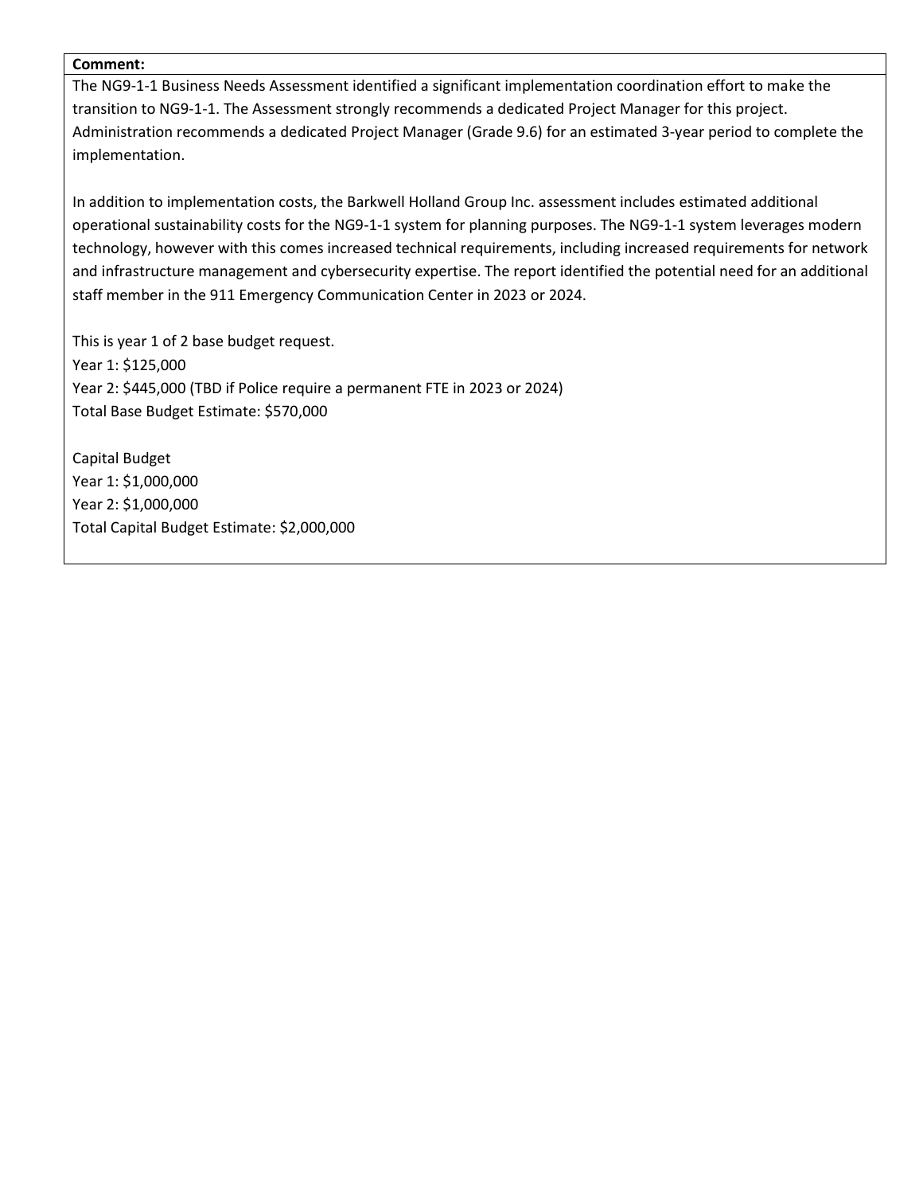**Comment:**

The NG9-1-1 Business Needs Assessment identified a significant implementation coordination effort to make the transition to NG9-1-1. The Assessment strongly recommends a dedicated Project Manager for this project. Administration recommends a dedicated Project Manager (Grade 9.6) for an estimated 3-year period to complete the implementation.

In addition to implementation costs, the Barkwell Holland Group Inc. assessment includes estimated additional operational sustainability costs for the NG9-1-1 system for planning purposes. The NG9-1-1 system leverages modern technology, however with this comes increased technical requirements, including increased requirements for network and infrastructure management and cybersecurity expertise. The report identified the potential need for an additional staff member in the 911 Emergency Communication Center in 2023 or 2024.

This is year 1 of 2 base budget request.
Year 1: $125,000
Year 2: $445,000 (TBD if Police require a permanent FTE in 2023 or 2024)
Total Base Budget Estimate: $570,000

Capital Budget
Year 1: $1,000,000
Year 2: $1,000,000
Total Capital Budget Estimate: $2,000,000